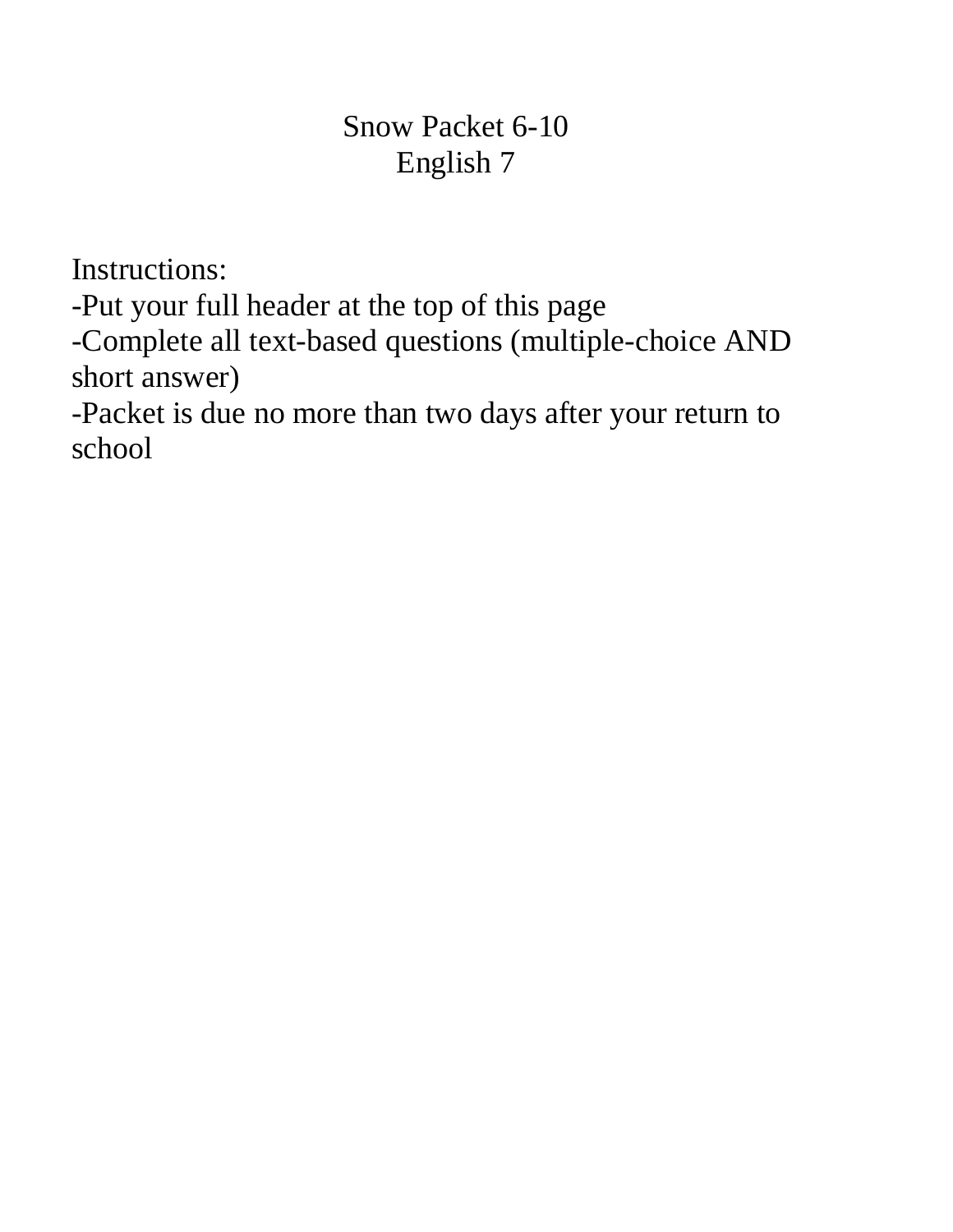# Snow Packet 6-10
## English 7

Instructions:

-Put your full header at the top of this page

-Complete all text-based questions (multiple-choice AND short answer)

-Packet is due no more than two days after your return to school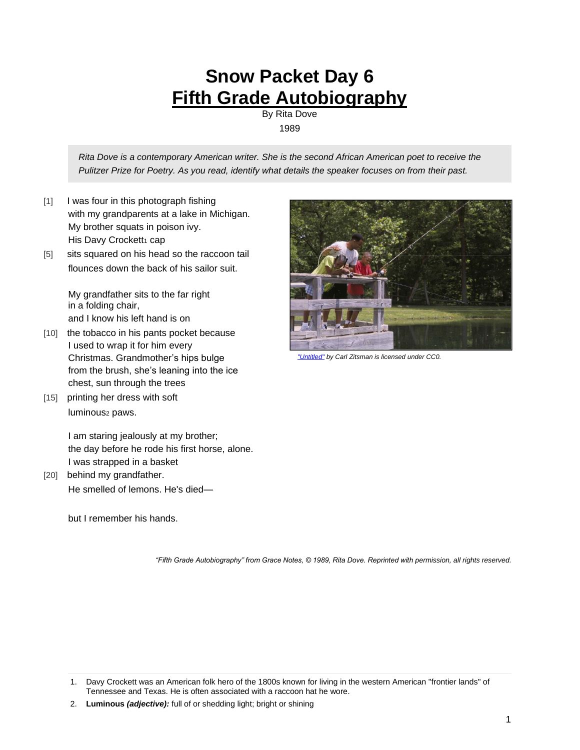# Snow Packet Day 6
# Fifth Grade Autobiography

By Rita Dove

1989

*Rita Dove is a contemporary American writer. She is the second African American poet to receive the Pulitzer Prize for Poetry. As you read, identify what details the speaker focuses on from their past.*

[1] I was four in this photograph fishing
with my grandparents at a lake in Michigan.
My brother squats in poison ivy.
His Davy Crockett[1] cap
[5] sits squared on his head so the raccoon tail
flounces down the back of his sailor suit.

My grandfather sits to the far right
in a folding chair,
and I know his left hand is on
[10] the tobacco in his pants pocket because
I used to wrap it for him every
Christmas. Grandmother's hips bulge
from the brush, she's leaning into the ice
chest, sun through the trees
[15] printing her dress with soft
luminous[2] paws.

I am staring jealously at my brother;
the day before he rode his first horse, alone.
I was strapped in a basket
[20] behind my grandfather.
He smelled of lemons. He's died—

but I remember his hands.

"Untitled" by Carl Zitsman is licensed under CC0.

*"Fifth Grade Autobiography" from Grace Notes, © 1989, Rita Dove. Reprinted with permission, all rights reserved.*

1. Davy Crockett was an American folk hero of the 1800s known for living in the western American "frontier lands" of Tennessee and Texas. He is often associated with a raccoon hat he wore.
2. **Luminous *(adjective):*** full of or shedding light; bright or shining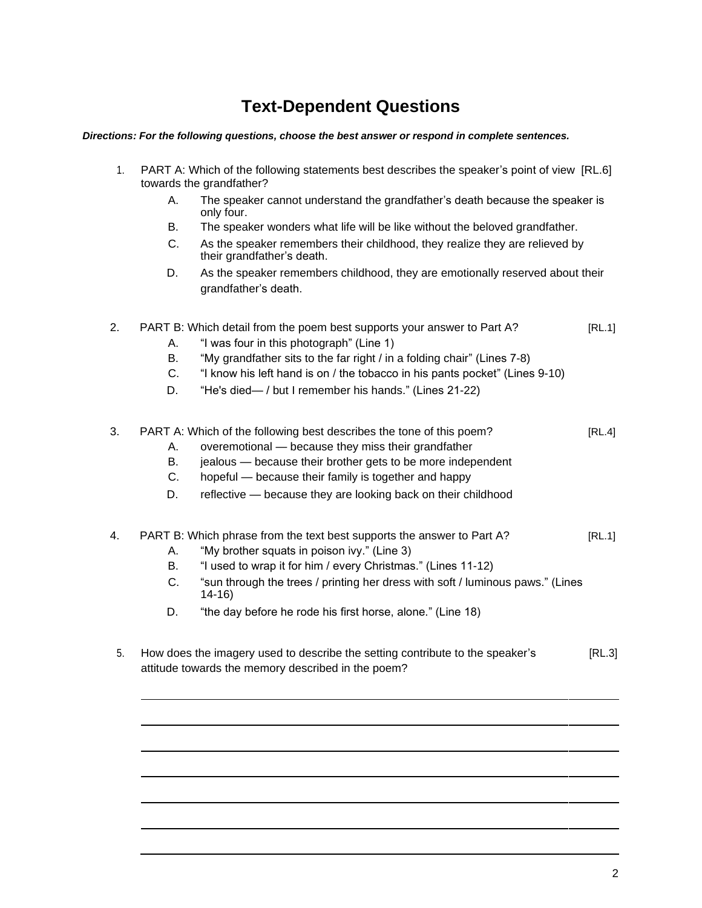# Text-Dependent Questions

***Directions: For the following questions, choose the best answer or respond in complete sentences.***

1. PART A: Which of the following statements best describes the speaker's point of view towards the grandfather? [RL.6]
   - A. The speaker cannot understand the grandfather's death because the speaker is only four.
   - B. The speaker wonders what life will be like without the beloved grandfather.
   - C. As the speaker remembers their childhood, they realize they are relieved by their grandfather's death.
   - D. As the speaker remembers childhood, they are emotionally reserved about their grandfather's death.

2. PART B: Which detail from the poem best supports your answer to Part A? [RL.1]
   - A. "I was four in this photograph" (Line 1)
   - B. "My grandfather sits to the far right / in a folding chair" (Lines 7-8)
   - C. "I know his left hand is on / the tobacco in his pants pocket" (Lines 9-10)
   - D. "He's died— / but I remember his hands." (Lines 21-22)

3. PART A: Which of the following best describes the tone of this poem? [RL.4]
   - A. overemotional — because they miss their grandfather
   - B. jealous — because their brother gets to be more independent
   - C. hopeful — because their family is together and happy
   - D. reflective — because they are looking back on their childhood

4. PART B: Which phrase from the text best supports the answer to Part A? [RL.1]
   - A. "My brother squats in poison ivy." (Line 3)
   - B. "I used to wrap it for him / every Christmas." (Lines 11-12)
   - C. "sun through the trees / printing her dress with soft / luminous paws." (Lines 14-16)
   - D. "the day before he rode his first horse, alone." (Line 18)

5. How does the imagery used to describe the setting contribute to the speaker's attitude towards the memory described in the poem? [RL.3]

______________________________________________________________________

______________________________________________________________________

______________________________________________________________________

______________________________________________________________________

______________________________________________________________________

______________________________________________________________________

______________________________________________________________________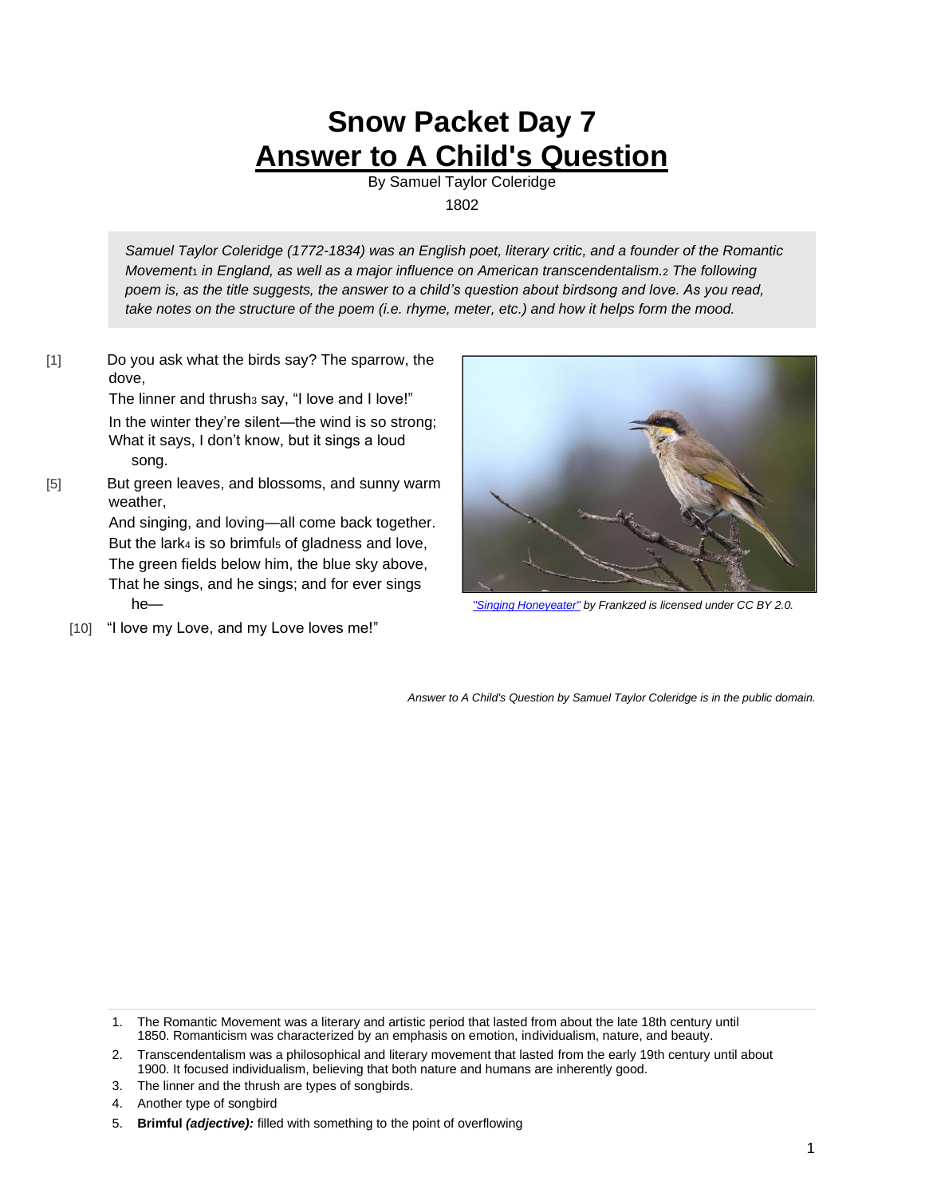# Snow Packet Day 7

# Answer to A Child's Question

By Samuel Taylor Coleridge

1802

*Samuel Taylor Coleridge (1772-1834) was an English poet, literary critic, and a founder of the Romantic Movement[1] in England, as well as a major influence on American transcendentalism.[2] The following poem is, as the title suggests, the answer to a child's question about birdsong and love. As you read, take notes on the structure of the poem (i.e. rhyme, meter, etc.) and how it helps form the mood.*

[1] Do you ask what the birds say? The sparrow, the dove,
The linner and thrush[3] say, "I love and I love!"
In the winter they're silent—the wind is so strong;
What it says, I don't know, but it sings a loud song.
[5] But green leaves, and blossoms, and sunny warm weather,
And singing, and loving—all come back together.
But the lark[4] is so brimful[5] of gladness and love,
The green fields below him, the blue sky above,
That he sings, and he sings; and for ever sings he—
[10] "I love my Love, and my Love loves me!"

*"Singing Honeyeater" by Frankzed is licensed under CC BY 2.0.*

*Answer to A Child's Question by Samuel Taylor Coleridge is in the public domain.*

---

1. The Romantic Movement was a literary and artistic period that lasted from about the late 18th century until 1850. Romanticism was characterized by an emphasis on emotion, individualism, nature, and beauty.
2. Transcendentalism was a philosophical and literary movement that lasted from the early 19th century until about 1900. It focused individualism, believing that both nature and humans are inherently good.
3. The linner and the thrush are types of songbirds.
4. Another type of songbird
5. **Brimful** ***(adjective):*** filled with something to the point of overflowing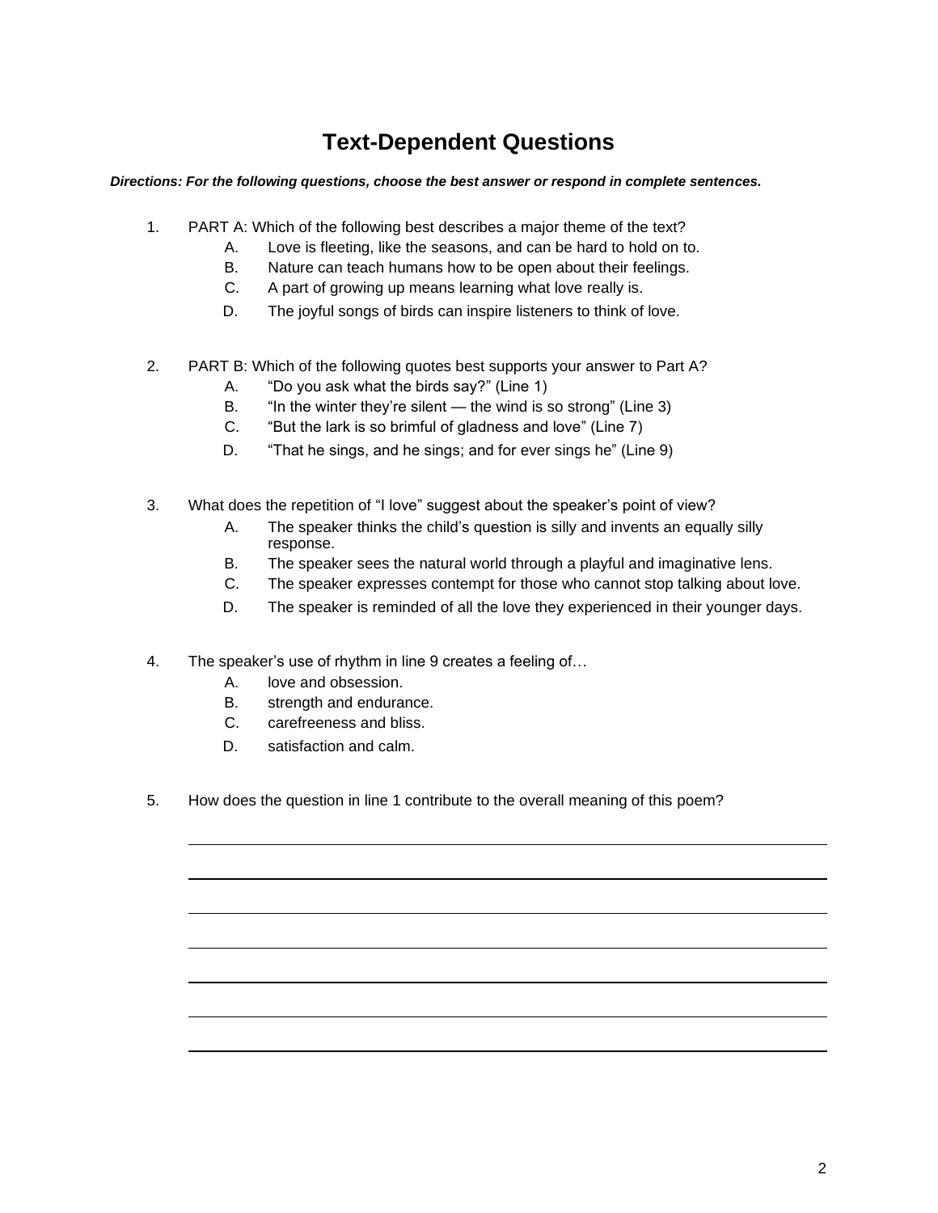# Text-Dependent Questions

***Directions: For the following questions, choose the best answer or respond in complete sentences.***

1. PART A: Which of the following best describes a major theme of the text?
   - A. Love is fleeting, like the seasons, and can be hard to hold on to.
   - B. Nature can teach humans how to be open about their feelings.
   - C. A part of growing up means learning what love really is.
   - D. The joyful songs of birds can inspire listeners to think of love.

2. PART B: Which of the following quotes best supports your answer to Part A?
   - A. "Do you ask what the birds say?" (Line 1)
   - B. "In the winter they're silent — the wind is so strong" (Line 3)
   - C. "But the lark is so brimful of gladness and love" (Line 7)
   - D. "That he sings, and he sings; and for ever sings he" (Line 9)

3. What does the repetition of "I love" suggest about the speaker's point of view?
   - A. The speaker thinks the child's question is silly and invents an equally silly response.
   - B. The speaker sees the natural world through a playful and imaginative lens.
   - C. The speaker expresses contempt for those who cannot stop talking about love.
   - D. The speaker is reminded of all the love they experienced in their younger days.

4. The speaker's use of rhythm in line 9 creates a feeling of…
   - A. love and obsession.
   - B. strength and endurance.
   - C. carefreeness and bliss.
   - D. satisfaction and calm.

5. How does the question in line 1 contribute to the overall meaning of this poem?

_______________________________________________

_______________________________________________

_______________________________________________

_______________________________________________

_______________________________________________

_______________________________________________

_______________________________________________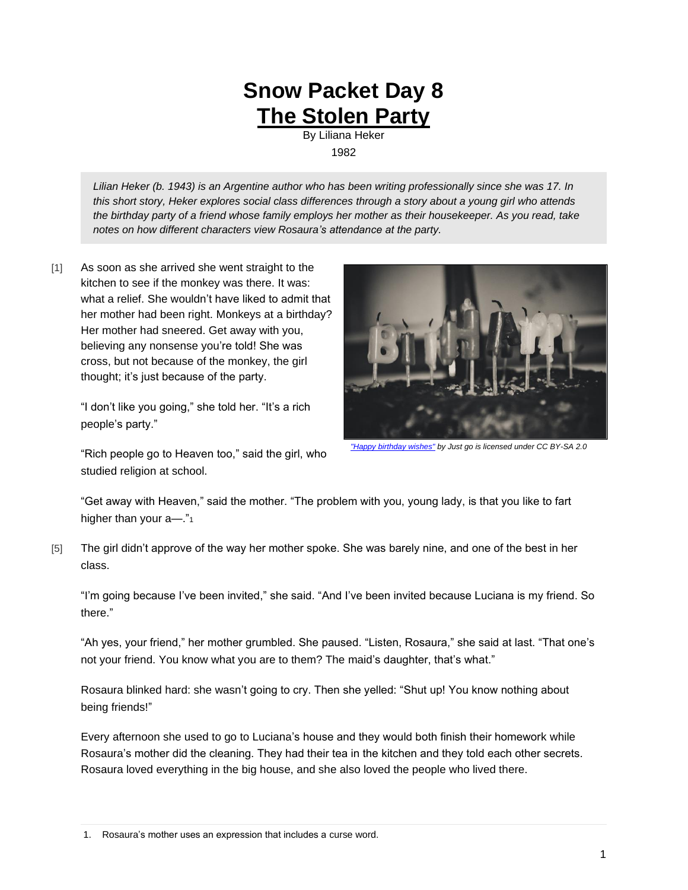# Snow Packet Day 8

# The Stolen Party

By Liliana Heker

1982

*Lilian Heker (b. 1943) is an Argentine author who has been writing professionally since she was 17. In this short story, Heker explores social class differences through a story about a young girl who attends the birthday party of a friend whose family employs her mother as their housekeeper. As you read, take notes on how different characters view Rosaura's attendance at the party.*

[1] As soon as she arrived she went straight to the kitchen to see if the monkey was there. It was: what a relief. She wouldn't have liked to admit that her mother had been right. Monkeys at a birthday? Her mother had sneered. Get away with you, believing any nonsense you're told! She was cross, but not because of the monkey, the girl thought; it's just because of the party.

*"Happy birthday wishes" by Just go is licensed under CC BY-SA 2.0*

"I don't like you going," she told her. "It's a rich people's party."

"Rich people go to Heaven too," said the girl, who studied religion at school.

"Get away with Heaven," said the mother. "The problem with you, young lady, is that you like to fart higher than your a—."[1]

[5] The girl didn't approve of the way her mother spoke. She was barely nine, and one of the best in her class.

"I'm going because I've been invited," she said. "And I've been invited because Luciana is my friend. So there."

"Ah yes, your friend," her mother grumbled. She paused. "Listen, Rosaura," she said at last. "That one's not your friend. You know what you are to them? The maid's daughter, that's what."

Rosaura blinked hard: she wasn't going to cry. Then she yelled: "Shut up! You know nothing about being friends!"

Every afternoon she used to go to Luciana's house and they would both finish their homework while Rosaura's mother did the cleaning. They had their tea in the kitchen and they told each other secrets. Rosaura loved everything in the big house, and she also loved the people who lived there.

1. Rosaura's mother uses an expression that includes a curse word.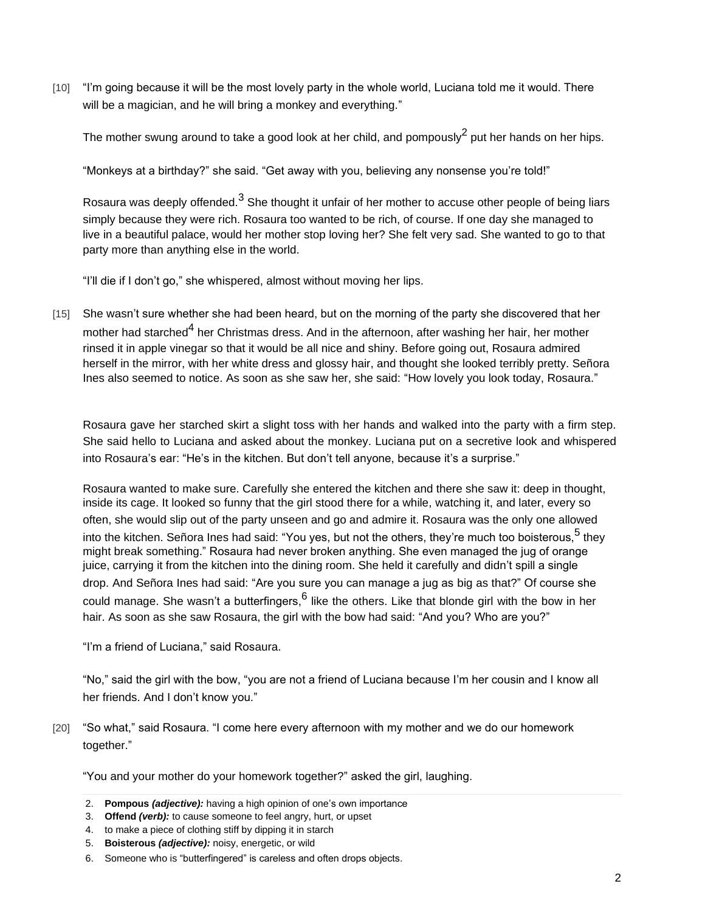[10] "I'm going because it will be the most lovely party in the whole world, Luciana told me it would. There will be a magician, and he will bring a monkey and everything."

The mother swung around to take a good look at her child, and pompously[2] put her hands on her hips.

"Monkeys at a birthday?" she said. "Get away with you, believing any nonsense you're told!"

Rosaura was deeply offended.[3] She thought it unfair of her mother to accuse other people of being liars simply because they were rich. Rosaura too wanted to be rich, of course. If one day she managed to live in a beautiful palace, would her mother stop loving her? She felt very sad. She wanted to go to that party more than anything else in the world.

"I'll die if I don't go," she whispered, almost without moving her lips.

[15] She wasn't sure whether she had been heard, but on the morning of the party she discovered that her mother had starched[4] her Christmas dress. And in the afternoon, after washing her hair, her mother rinsed it in apple vinegar so that it would be all nice and shiny. Before going out, Rosaura admired herself in the mirror, with her white dress and glossy hair, and thought she looked terribly pretty. Señora Ines also seemed to notice. As soon as she saw her, she said: "How lovely you look today, Rosaura."

Rosaura gave her starched skirt a slight toss with her hands and walked into the party with a firm step. She said hello to Luciana and asked about the monkey. Luciana put on a secretive look and whispered into Rosaura's ear: "He's in the kitchen. But don't tell anyone, because it's a surprise."

Rosaura wanted to make sure. Carefully she entered the kitchen and there she saw it: deep in thought, inside its cage. It looked so funny that the girl stood there for a while, watching it, and later, every so often, she would slip out of the party unseen and go and admire it. Rosaura was the only one allowed into the kitchen. Señora Ines had said: "You yes, but not the others, they're much too boisterous,[5] they might break something." Rosaura had never broken anything. She even managed the jug of orange juice, carrying it from the kitchen into the dining room. She held it carefully and didn't spill a single drop. And Señora Ines had said: "Are you sure you can manage a jug as big as that?" Of course she could manage. She wasn't a butterfingers,[6] like the others. Like that blonde girl with the bow in her hair. As soon as she saw Rosaura, the girl with the bow had said: "And you? Who are you?"

"I'm a friend of Luciana," said Rosaura.

"No," said the girl with the bow, "you are not a friend of Luciana because I'm her cousin and I know all her friends. And I don't know you."

[20] "So what," said Rosaura. "I come here every afternoon with my mother and we do our homework together."

"You and your mother do your homework together?" asked the girl, laughing.

2. **Pompous** ***(adjective):*** having a high opinion of one's own importance
3. **Offend** ***(verb):*** to cause someone to feel angry, hurt, or upset
4. to make a piece of clothing stiff by dipping it in starch
5. **Boisterous** ***(adjective):*** noisy, energetic, or wild
6. Someone who is "butterfingered" is careless and often drops objects.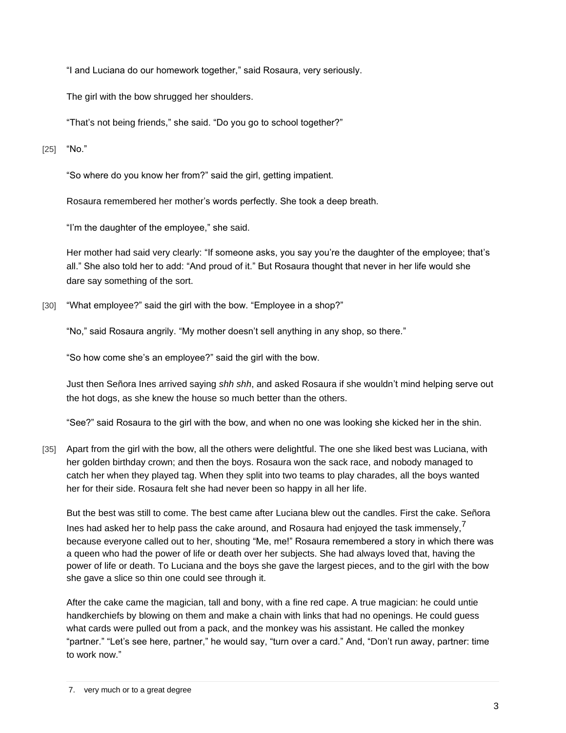"I and Luciana do our homework together," said Rosaura, very seriously.

The girl with the bow shrugged her shoulders.

"That's not being friends," she said. "Do you go to school together?"

[25] "No."

"So where do you know her from?" said the girl, getting impatient.

Rosaura remembered her mother's words perfectly. She took a deep breath.

"I'm the daughter of the employee," she said.

Her mother had said very clearly: "If someone asks, you say you're the daughter of the employee; that's all." She also told her to add: "And proud of it." But Rosaura thought that never in her life would she dare say something of the sort.

[30] "What employee?" said the girl with the bow. "Employee in a shop?"

"No," said Rosaura angrily. "My mother doesn't sell anything in any shop, so there."

"So how come she's an employee?" said the girl with the bow.

Just then Señora Ines arrived saying *shh shh*, and asked Rosaura if she wouldn't mind helping serve out the hot dogs, as she knew the house so much better than the others.

"See?" said Rosaura to the girl with the bow, and when no one was looking she kicked her in the shin.

[35] Apart from the girl with the bow, all the others were delightful. The one she liked best was Luciana, with her golden birthday crown; and then the boys. Rosaura won the sack race, and nobody managed to catch her when they played tag. When they split into two teams to play charades, all the boys wanted her for their side. Rosaura felt she had never been so happy in all her life.

But the best was still to come. The best came after Luciana blew out the candles. First the cake. Señora Ines had asked her to help pass the cake around, and Rosaura had enjoyed the task immensely,[7] because everyone called out to her, shouting "Me, me!" Rosaura remembered a story in which there was a queen who had the power of life or death over her subjects. She had always loved that, having the power of life or death. To Luciana and the boys she gave the largest pieces, and to the girl with the bow she gave a slice so thin one could see through it.

After the cake came the magician, tall and bony, with a fine red cape. A true magician: he could untie handkerchiefs by blowing on them and make a chain with links that had no openings. He could guess what cards were pulled out from a pack, and the monkey was his assistant. He called the monkey "partner." "Let's see here, partner," he would say, "turn over a card." And, "Don't run away, partner: time to work now."

7. very much or to a great degree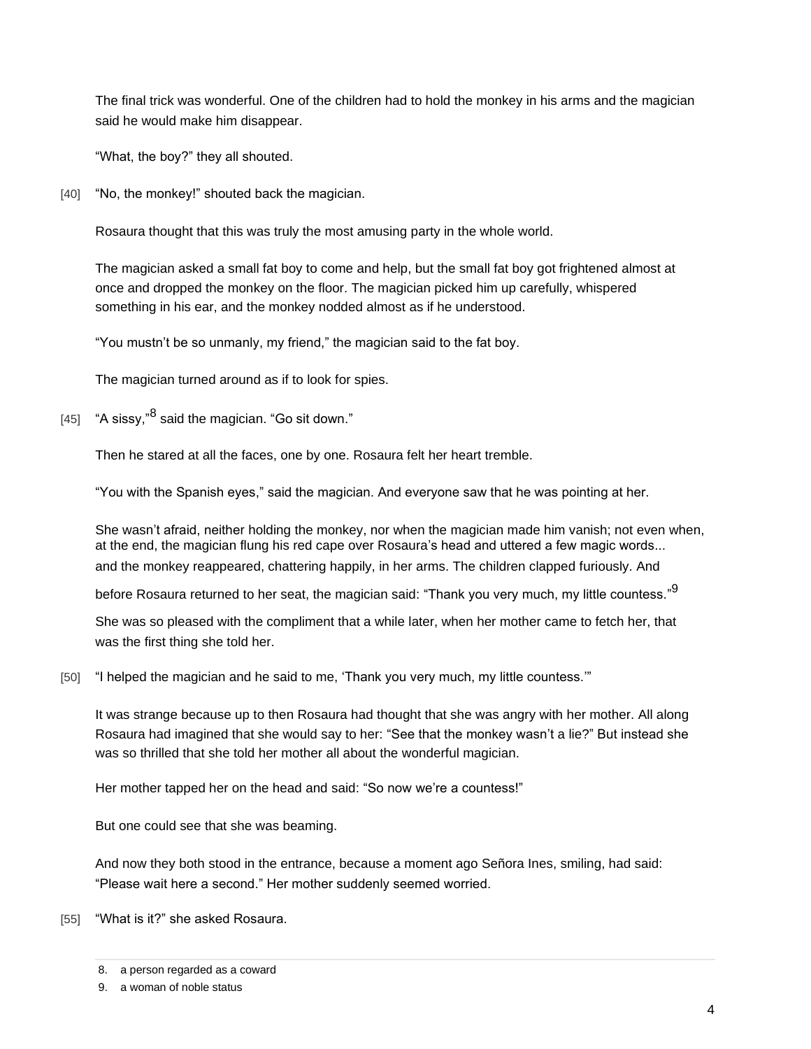The final trick was wonderful. One of the children had to hold the monkey in his arms and the magician said he would make him disappear.

"What, the boy?" they all shouted.

[40] "No, the monkey!" shouted back the magician.

Rosaura thought that this was truly the most amusing party in the whole world.

The magician asked a small fat boy to come and help, but the small fat boy got frightened almost at once and dropped the monkey on the floor. The magician picked him up carefully, whispered something in his ear, and the monkey nodded almost as if he understood.

"You mustn't be so unmanly, my friend," the magician said to the fat boy.

The magician turned around as if to look for spies.

[45] "A sissy,"[8] said the magician. "Go sit down."

Then he stared at all the faces, one by one. Rosaura felt her heart tremble.

"You with the Spanish eyes," said the magician. And everyone saw that he was pointing at her.

She wasn't afraid, neither holding the monkey, nor when the magician made him vanish; not even when, at the end, the magician flung his red cape over Rosaura's head and uttered a few magic words... and the monkey reappeared, chattering happily, in her arms. The children clapped furiously. And before Rosaura returned to her seat, the magician said: "Thank you very much, my little countess."[9]

She was so pleased with the compliment that a while later, when her mother came to fetch her, that was the first thing she told her.

[50] "I helped the magician and he said to me, 'Thank you very much, my little countess.'"

It was strange because up to then Rosaura had thought that she was angry with her mother. All along Rosaura had imagined that she would say to her: "See that the monkey wasn't a lie?" But instead she was so thrilled that she told her mother all about the wonderful magician.

Her mother tapped her on the head and said: "So now we're a countess!"

But one could see that she was beaming.

And now they both stood in the entrance, because a moment ago Señora Ines, smiling, had said: "Please wait here a second." Her mother suddenly seemed worried.

[55] "What is it?" she asked Rosaura.

---

8. a person regarded as a coward
9. a woman of noble status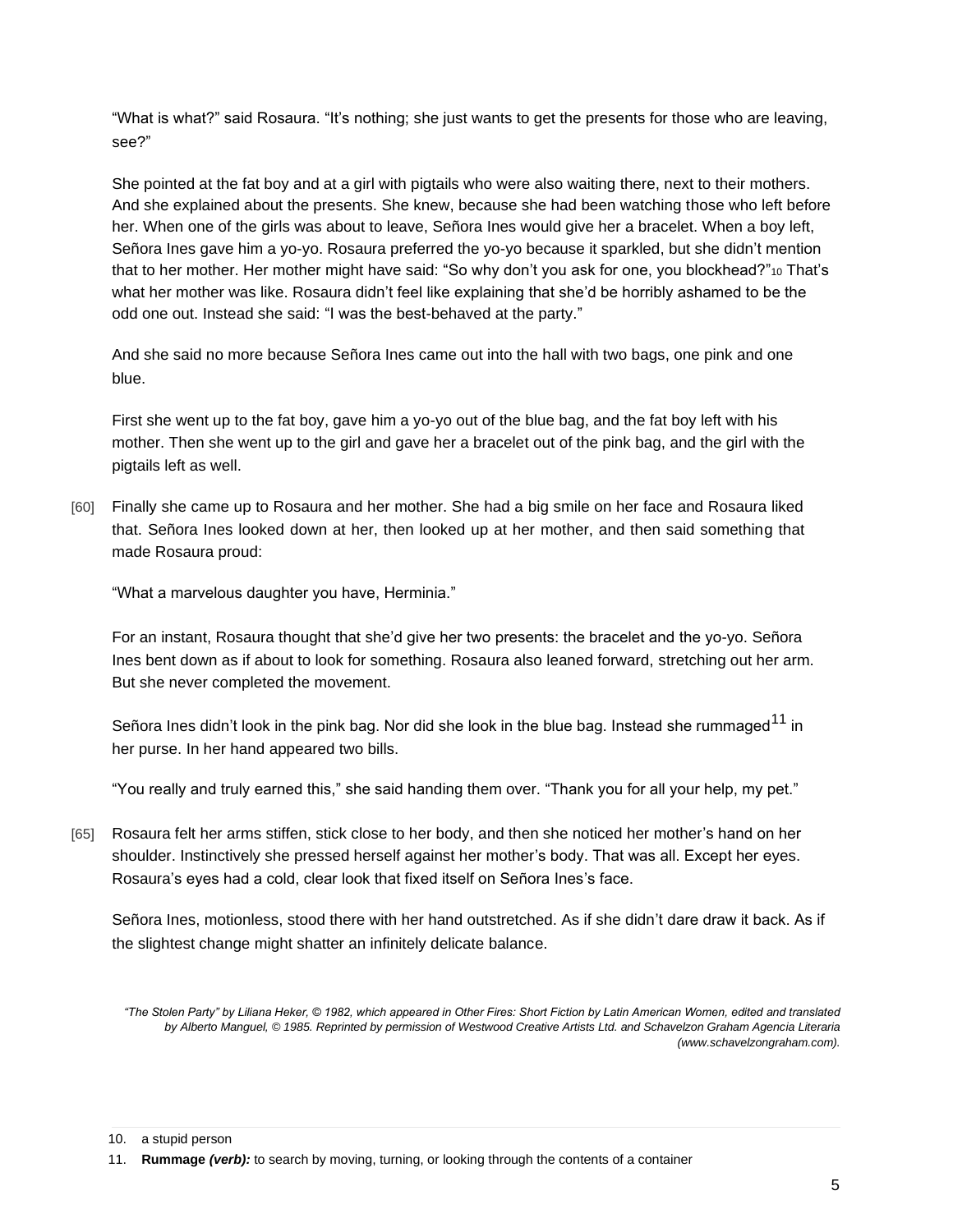"What is what?" said Rosaura. "It's nothing; she just wants to get the presents for those who are leaving, see?"

She pointed at the fat boy and at a girl with pigtails who were also waiting there, next to their mothers. And she explained about the presents. She knew, because she had been watching those who left before her. When one of the girls was about to leave, Señora Ines would give her a bracelet. When a boy left, Señora Ines gave him a yo-yo. Rosaura preferred the yo-yo because it sparkled, but she didn't mention that to her mother. Her mother might have said: "So why don't you ask for one, you blockhead?"[10] That's what her mother was like. Rosaura didn't feel like explaining that she'd be horribly ashamed to be the odd one out. Instead she said: "I was the best-behaved at the party."

And she said no more because Señora Ines came out into the hall with two bags, one pink and one blue.

First she went up to the fat boy, gave him a yo-yo out of the blue bag, and the fat boy left with his mother. Then she went up to the girl and gave her a bracelet out of the pink bag, and the girl with the pigtails left as well.

[60] Finally she came up to Rosaura and her mother. She had a big smile on her face and Rosaura liked that. Señora Ines looked down at her, then looked up at her mother, and then said something that made Rosaura proud:

"What a marvelous daughter you have, Herminia."

For an instant, Rosaura thought that she'd give her two presents: the bracelet and the yo-yo. Señora Ines bent down as if about to look for something. Rosaura also leaned forward, stretching out her arm. But she never completed the movement.

Señora Ines didn't look in the pink bag. Nor did she look in the blue bag. Instead she rummaged[11] in her purse. In her hand appeared two bills.

"You really and truly earned this," she said handing them over. "Thank you for all your help, my pet."

[65] Rosaura felt her arms stiffen, stick close to her body, and then she noticed her mother's hand on her shoulder. Instinctively she pressed herself against her mother's body. That was all. Except her eyes. Rosaura's eyes had a cold, clear look that fixed itself on Señora Ines's face.

Señora Ines, motionless, stood there with her hand outstretched. As if she didn't dare draw it back. As if the slightest change might shatter an infinitely delicate balance.

*"The Stolen Party" by Liliana Heker, © 1982, which appeared in Other Fires: Short Fiction by Latin American Women, edited and translated by Alberto Manguel, © 1985. Reprinted by permission of Westwood Creative Artists Ltd. and Schavelzon Graham Agencia Literaria (www.schavelzongraham.com).*

---

10. a stupid person
11. **Rummage *(verb):*** to search by moving, turning, or looking through the contents of a container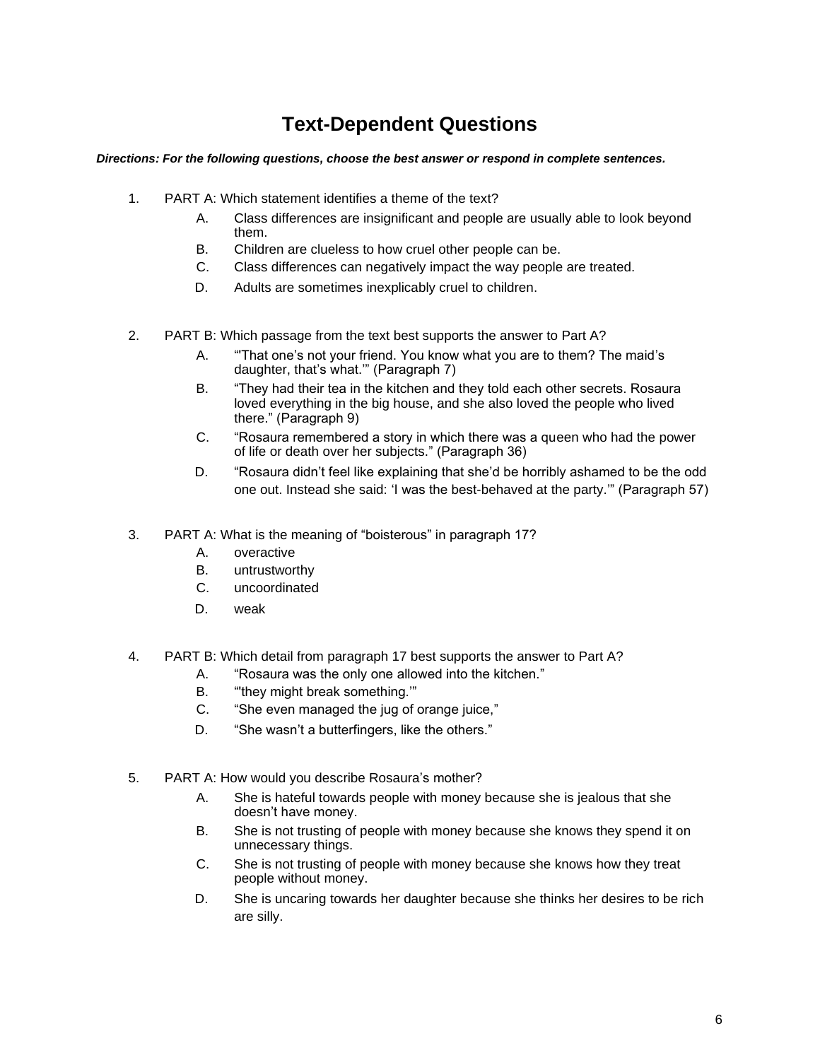# Text-Dependent Questions

***Directions: For the following questions, choose the best answer or respond in complete sentences.***

1. PART A: Which statement identifies a theme of the text?
   - A. Class differences are insignificant and people are usually able to look beyond them.
   - B. Children are clueless to how cruel other people can be.
   - C. Class differences can negatively impact the way people are treated.
   - D. Adults are sometimes inexplicably cruel to children.

2. PART B: Which passage from the text best supports the answer to Part A?
   - A. "'That one's not your friend. You know what you are to them? The maid's daughter, that's what.'" (Paragraph 7)
   - B. "They had their tea in the kitchen and they told each other secrets. Rosaura loved everything in the big house, and she also loved the people who lived there." (Paragraph 9)
   - C. "Rosaura remembered a story in which there was a queen who had the power of life or death over her subjects." (Paragraph 36)
   - D. "Rosaura didn't feel like explaining that she'd be horribly ashamed to be the odd one out. Instead she said: 'I was the best-behaved at the party.'" (Paragraph 57)

3. PART A: What is the meaning of "boisterous" in paragraph 17?
   - A. overactive
   - B. untrustworthy
   - C. uncoordinated
   - D. weak

4. PART B: Which detail from paragraph 17 best supports the answer to Part A?
   - A. "Rosaura was the only one allowed into the kitchen."
   - B. "'they might break something.'"
   - C. "She even managed the jug of orange juice,"
   - D. "She wasn't a butterfingers, like the others."

5. PART A: How would you describe Rosaura's mother?
   - A. She is hateful towards people with money because she is jealous that she doesn't have money.
   - B. She is not trusting of people with money because she knows they spend it on unnecessary things.
   - C. She is not trusting of people with money because she knows how they treat people without money.
   - D. She is uncaring towards her daughter because she thinks her desires to be rich are silly.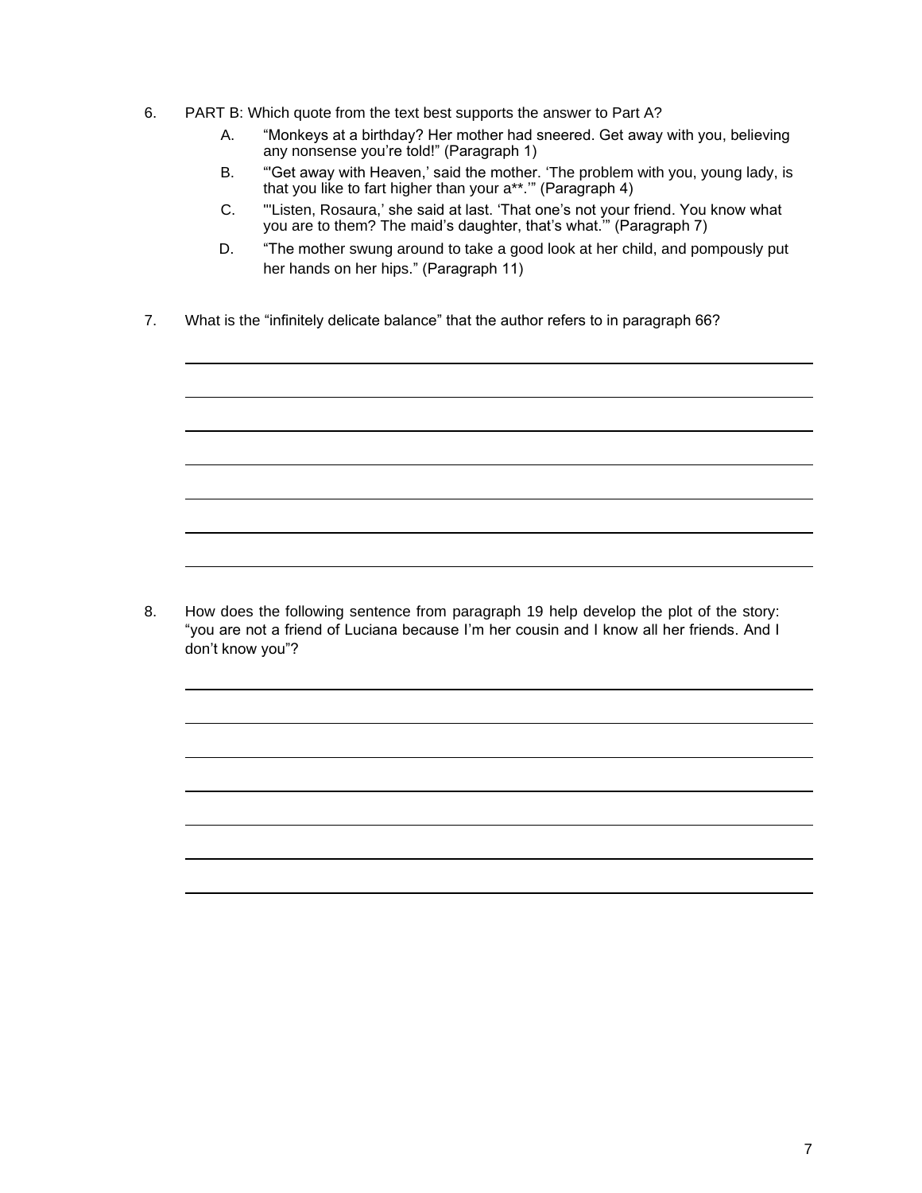6. PART B: Which quote from the text best supports the answer to Part A?

   A. "Monkeys at a birthday? Her mother had sneered. Get away with you, believing any nonsense you're told!" (Paragraph 1)

   B. "'Get away with Heaven,' said the mother. 'The problem with you, young lady, is that you like to fart higher than your a**.'" (Paragraph 4)

   C. "'Listen, Rosaura,' she said at last. 'That one's not your friend. You know what you are to them? The maid's daughter, that's what.'" (Paragraph 7)

   D. "The mother swung around to take a good look at her child, and pompously put her hands on her hips." (Paragraph 11)

7. What is the "infinitely delicate balance" that the author refers to in paragraph 66?

______________________________________________________________________

______________________________________________________________________

______________________________________________________________________

______________________________________________________________________

______________________________________________________________________

______________________________________________________________________

______________________________________________________________________

8. How does the following sentence from paragraph 19 help develop the plot of the story: "you are not a friend of Luciana because I'm her cousin and I know all her friends. And I don't know you"?

______________________________________________________________________

______________________________________________________________________

______________________________________________________________________

______________________________________________________________________

______________________________________________________________________

______________________________________________________________________

______________________________________________________________________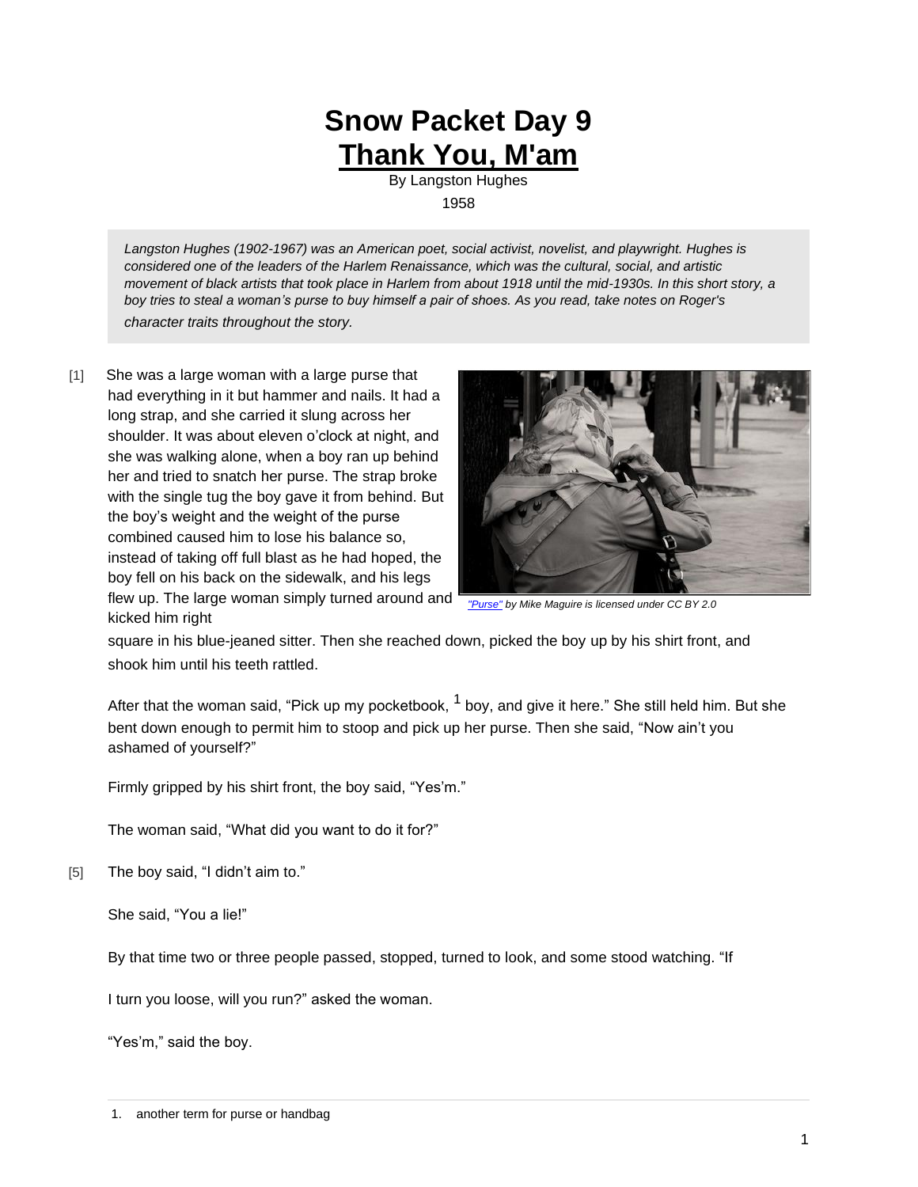# Snow Packet Day 9

# Thank You, M'am

By Langston Hughes

1958

*Langston Hughes (1902-1967) was an American poet, social activist, novelist, and playwright. Hughes is considered one of the leaders of the Harlem Renaissance, which was the cultural, social, and artistic movement of black artists that took place in Harlem from about 1918 until the mid-1930s. In this short story, a boy tries to steal a woman's purse to buy himself a pair of shoes. As you read, take notes on Roger's character traits throughout the story.*

[1] She was a large woman with a large purse that had everything in it but hammer and nails. It had a long strap, and she carried it slung across her shoulder. It was about eleven o'clock at night, and she was walking alone, when a boy ran up behind her and tried to snatch her purse. The strap broke with the single tug the boy gave it from behind. But the boy's weight and the weight of the purse combined caused him to lose his balance so, instead of taking off full blast as he had hoped, the boy fell on his back on the sidewalk, and his legs flew up. The large woman simply turned around and kicked him right square in his blue-jeaned sitter. Then she reached down, picked the boy up by his shirt front, and shook him until his teeth rattled.

*"Purse" by Mike Maguire is licensed under CC BY 2.0*

After that the woman said, "Pick up my pocketbook, [1] boy, and give it here." She still held him. But she bent down enough to permit him to stoop and pick up her purse. Then she said, "Now ain't you ashamed of yourself?"

Firmly gripped by his shirt front, the boy said, "Yes'm."

The woman said, "What did you want to do it for?"

[5] The boy said, "I didn't aim to."

She said, "You a lie!"

By that time two or three people passed, stopped, turned to look, and some stood watching. "If I turn you loose, will you run?" asked the woman.

"Yes'm," said the boy.

1. another term for purse or handbag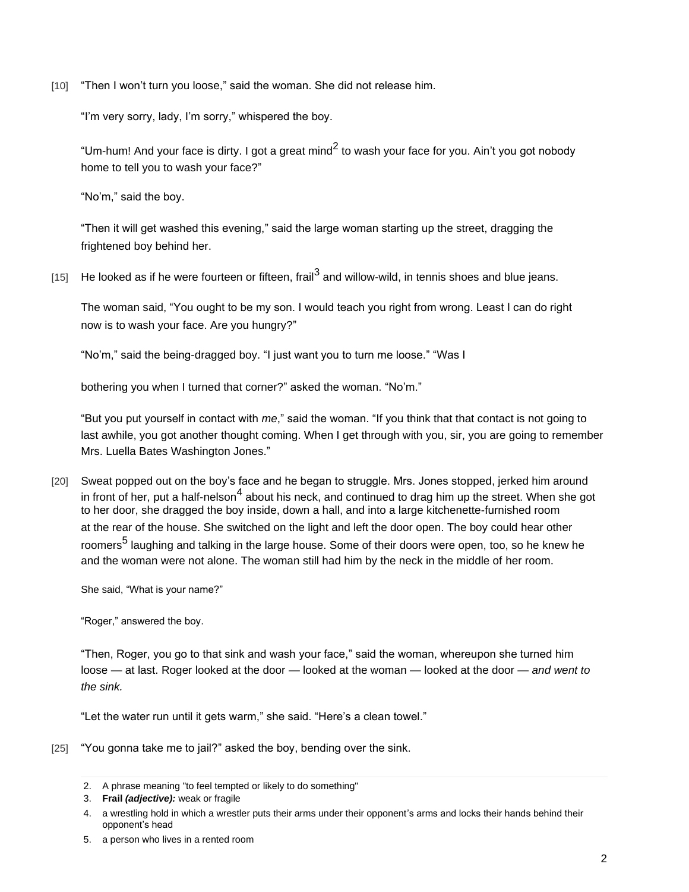[10] "Then I won't turn you loose," said the woman. She did not release him.

"I'm very sorry, lady, I'm sorry," whispered the boy.

"Um-hum! And your face is dirty. I got a great mind[2] to wash your face for you. Ain't you got nobody home to tell you to wash your face?"

"No'm," said the boy.

"Then it will get washed this evening," said the large woman starting up the street, dragging the frightened boy behind her.

[15] He looked as if he were fourteen or fifteen, frail[3] and willow-wild, in tennis shoes and blue jeans.

The woman said, "You ought to be my son. I would teach you right from wrong. Least I can do right now is to wash your face. Are you hungry?"

"No'm," said the being-dragged boy. "I just want you to turn me loose." "Was I bothering you when I turned that corner?" asked the woman. "No'm."

"But you put yourself in contact with *me*," said the woman. "If you think that that contact is not going to last awhile, you got another thought coming. When I get through with you, sir, you are going to remember Mrs. Luella Bates Washington Jones."

[20] Sweat popped out on the boy's face and he began to struggle. Mrs. Jones stopped, jerked him around in front of her, put a half-nelson[4] about his neck, and continued to drag him up the street. When she got to her door, she dragged the boy inside, down a hall, and into a large kitchenette-furnished room at the rear of the house. She switched on the light and left the door open. The boy could hear other roomers[5] laughing and talking in the large house. Some of their doors were open, too, so he knew he and the woman were not alone. The woman still had him by the neck in the middle of her room.

She said, "What is your name?"

"Roger," answered the boy.

"Then, Roger, you go to that sink and wash your face," said the woman, whereupon she turned him loose — at last. Roger looked at the door — looked at the woman — looked at the door — *and went to the sink.*

"Let the water run until it gets warm," she said. "Here's a clean towel."

[25] "You gonna take me to jail?" asked the boy, bending over the sink.

---

2. A phrase meaning "to feel tempted or likely to do something"
3. **Frail** ***(adjective):*** weak or fragile
4. a wrestling hold in which a wrestler puts their arms under their opponent's arms and locks their hands behind their opponent's head
5. a person who lives in a rented room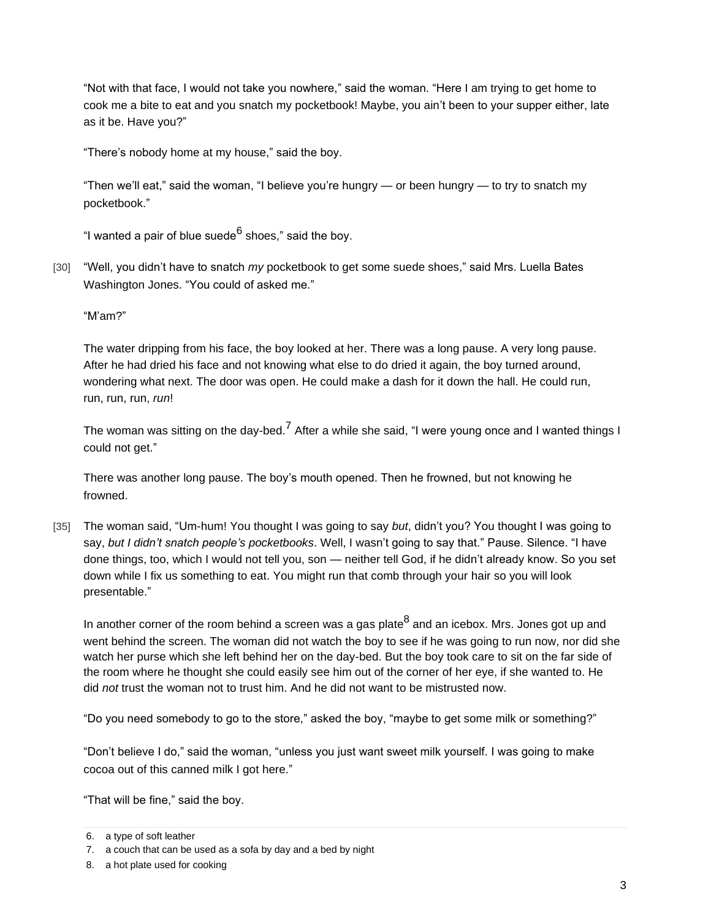"Not with that face, I would not take you nowhere," said the woman. "Here I am trying to get home to cook me a bite to eat and you snatch my pocketbook! Maybe, you ain't been to your supper either, late as it be. Have you?"

"There's nobody home at my house," said the boy.

"Then we'll eat," said the woman, "I believe you're hungry — or been hungry — to try to snatch my pocketbook."

"I wanted a pair of blue suede[6] shoes," said the boy.

[30] "Well, you didn't have to snatch *my* pocketbook to get some suede shoes," said Mrs. Luella Bates Washington Jones. "You could of asked me."

"M'am?"

The water dripping from his face, the boy looked at her. There was a long pause. A very long pause. After he had dried his face and not knowing what else to do dried it again, the boy turned around, wondering what next. The door was open. He could make a dash for it down the hall. He could run, run, run, run, *run*!

The woman was sitting on the day-bed.[7] After a while she said, "I were young once and I wanted things I could not get."

There was another long pause. The boy's mouth opened. Then he frowned, but not knowing he frowned.

[35] The woman said, "Um-hum! You thought I was going to say *but*, didn't you? You thought I was going to say, *but I didn't snatch people's pocketbooks*. Well, I wasn't going to say that." Pause. Silence. "I have done things, too, which I would not tell you, son — neither tell God, if he didn't already know. So you set down while I fix us something to eat. You might run that comb through your hair so you will look presentable."

In another corner of the room behind a screen was a gas plate[8] and an icebox. Mrs. Jones got up and went behind the screen. The woman did not watch the boy to see if he was going to run now, nor did she watch her purse which she left behind her on the day-bed. But the boy took care to sit on the far side of the room where he thought she could easily see him out of the corner of her eye, if she wanted to. He did *not* trust the woman not to trust him. And he did not want to be mistrusted now.

"Do you need somebody to go to the store," asked the boy, "maybe to get some milk or something?"

"Don't believe I do," said the woman, "unless you just want sweet milk yourself. I was going to make cocoa out of this canned milk I got here."

"That will be fine," said the boy.

---

6. a type of soft leather
7. a couch that can be used as a sofa by day and a bed by night
8. a hot plate used for cooking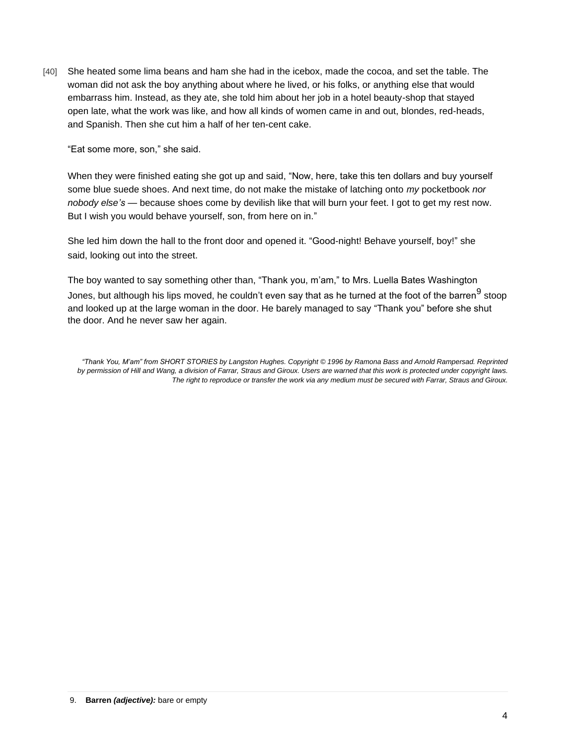[40] She heated some lima beans and ham she had in the icebox, made the cocoa, and set the table. The woman did not ask the boy anything about where he lived, or his folks, or anything else that would embarrass him. Instead, as they ate, she told him about her job in a hotel beauty-shop that stayed open late, what the work was like, and how all kinds of women came in and out, blondes, red-heads, and Spanish. Then she cut him a half of her ten-cent cake.

"Eat some more, son," she said.

When they were finished eating she got up and said, "Now, here, take this ten dollars and buy yourself some blue suede shoes. And next time, do not make the mistake of latching onto *my* pocketbook *nor nobody else's* — because shoes come by devilish like that will burn your feet. I got to get my rest now. But I wish you would behave yourself, son, from here on in."

She led him down the hall to the front door and opened it. "Good-night! Behave yourself, boy!" she said, looking out into the street.

The boy wanted to say something other than, "Thank you, m'am," to Mrs. Luella Bates Washington Jones, but although his lips moved, he couldn't even say that as he turned at the foot of the barren[9] stoop and looked up at the large woman in the door. He barely managed to say "Thank you" before she shut the door. And he never saw her again.

*"Thank You, M'am" from SHORT STORIES by Langston Hughes. Copyright © 1996 by Ramona Bass and Arnold Rampersad. Reprinted by permission of Hill and Wang, a division of Farrar, Straus and Giroux. Users are warned that this work is protected under copyright laws. The right to reproduce or transfer the work via any medium must be secured with Farrar, Straus and Giroux.*

9. **Barren *(adjective):*** bare or empty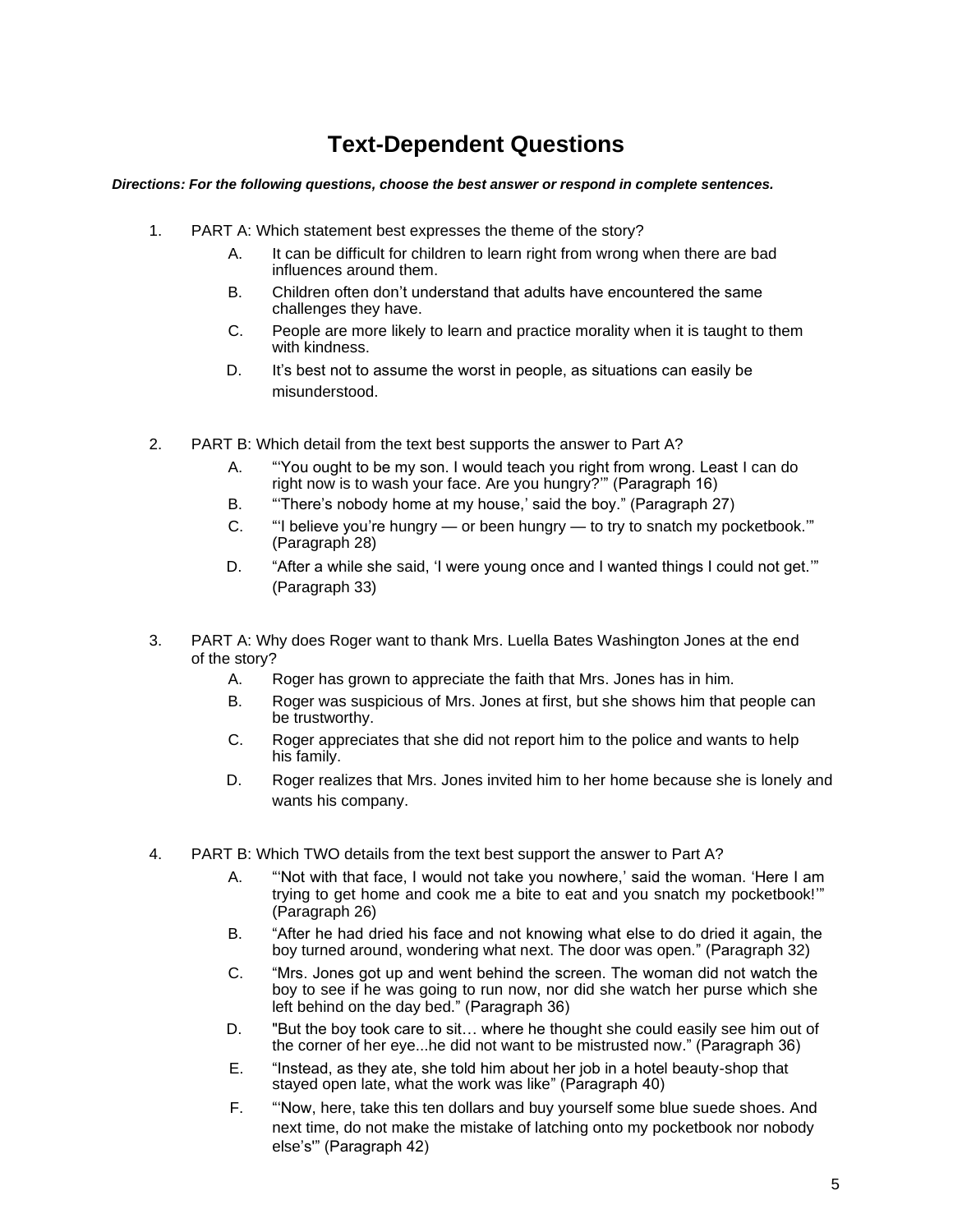# Text-Dependent Questions

***Directions: For the following questions, choose the best answer or respond in complete sentences.***

1. PART A: Which statement best expresses the theme of the story?
   - A. It can be difficult for children to learn right from wrong when there are bad influences around them.
   - B. Children often don't understand that adults have encountered the same challenges they have.
   - C. People are more likely to learn and practice morality when it is taught to them with kindness.
   - D. It's best not to assume the worst in people, as situations can easily be misunderstood.

2. PART B: Which detail from the text best supports the answer to Part A?
   - A. "'You ought to be my son. I would teach you right from wrong. Least I can do right now is to wash your face. Are you hungry?'" (Paragraph 16)
   - B. "'There's nobody home at my house,' said the boy." (Paragraph 27)
   - C. "'I believe you're hungry — or been hungry — to try to snatch my pocketbook.'" (Paragraph 28)
   - D. "After a while she said, 'I were young once and I wanted things I could not get.'" (Paragraph 33)

3. PART A: Why does Roger want to thank Mrs. Luella Bates Washington Jones at the end of the story?
   - A. Roger has grown to appreciate the faith that Mrs. Jones has in him.
   - B. Roger was suspicious of Mrs. Jones at first, but she shows him that people can be trustworthy.
   - C. Roger appreciates that she did not report him to the police and wants to help his family.
   - D. Roger realizes that Mrs. Jones invited him to her home because she is lonely and wants his company.

4. PART B: Which TWO details from the text best support the answer to Part A?
   - A. "'Not with that face, I would not take you nowhere,' said the woman. 'Here I am trying to get home and cook me a bite to eat and you snatch my pocketbook!'" (Paragraph 26)
   - B. "After he had dried his face and not knowing what else to do dried it again, the boy turned around, wondering what next. The door was open." (Paragraph 32)
   - C. "Mrs. Jones got up and went behind the screen. The woman did not watch the boy to see if he was going to run now, nor did she watch her purse which she left behind on the day bed." (Paragraph 36)
   - D. "But the boy took care to sit… where he thought she could easily see him out of the corner of her eye...he did not want to be mistrusted now." (Paragraph 36)
   - E. "Instead, as they ate, she told him about her job in a hotel beauty-shop that stayed open late, what the work was like" (Paragraph 40)
   - F. "'Now, here, take this ten dollars and buy yourself some blue suede shoes. And next time, do not make the mistake of latching onto my pocketbook nor nobody else's'" (Paragraph 42)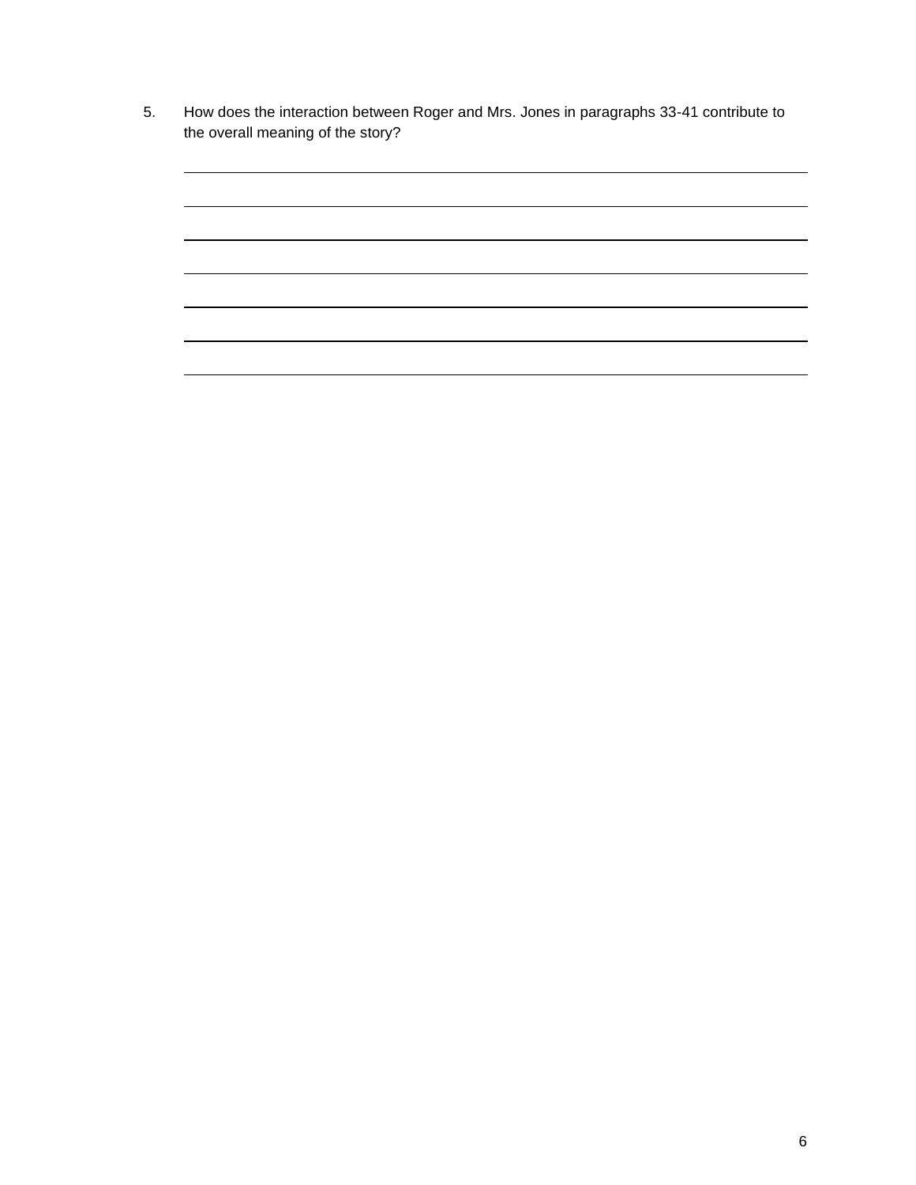5. How does the interaction between Roger and Mrs. Jones in paragraphs 33-41 contribute to the overall meaning of the story?

______________________________________________________________________________

______________________________________________________________________________

______________________________________________________________________________

______________________________________________________________________________

______________________________________________________________________________

______________________________________________________________________________

______________________________________________________________________________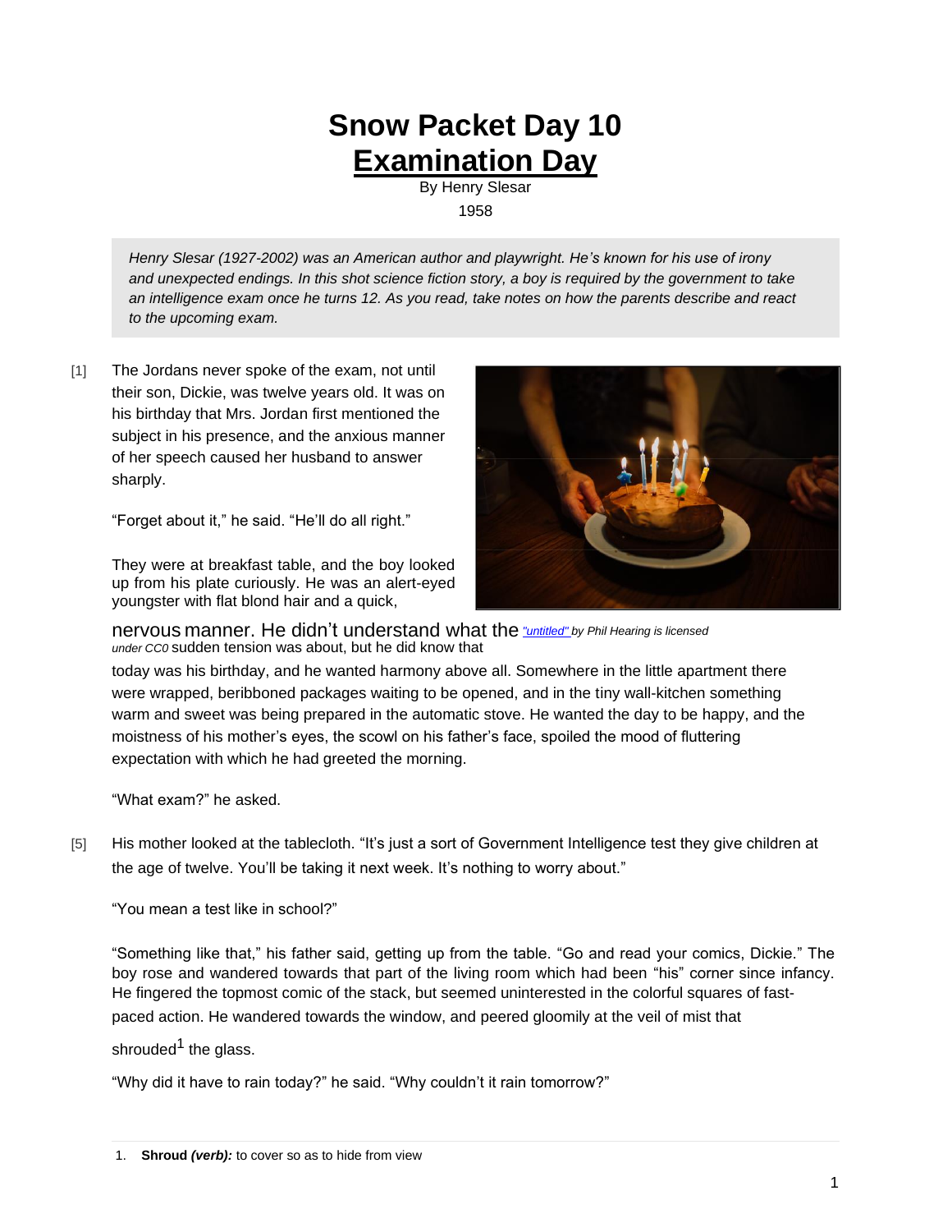# Snow Packet Day 10

# Examination Day

By Henry Slesar

1958

*Henry Slesar (1927-2002) was an American author and playwright. He's known for his use of irony and unexpected endings. In this shot science fiction story, a boy is required by the government to take an intelligence exam once he turns 12. As you read, take notes on how the parents describe and react to the upcoming exam.*

[1] The Jordans never spoke of the exam, not until their son, Dickie, was twelve years old. It was on his birthday that Mrs. Jordan first mentioned the subject in his presence, and the anxious manner of her speech caused her husband to answer sharply.

"Forget about it," he said. "He'll do all right."

They were at breakfast table, and the boy looked up from his plate curiously. He was an alert-eyed youngster with flat blond hair and a quick, nervous manner. He didn't understand what the sudden tension was about, but he did know that today was his birthday, and he wanted harmony above all. Somewhere in the little apartment there were wrapped, beribboned packages waiting to be opened, and in the tiny wall-kitchen something warm and sweet was being prepared in the automatic stove. He wanted the day to be happy, and the moistness of his mother's eyes, the scowl on his father's face, spoiled the mood of fluttering expectation with which he had greeted the morning.

"untitled" by Phil Hearing is licensed under CC0

"What exam?" he asked.

[5] His mother looked at the tablecloth. "It's just a sort of Government Intelligence test they give children at the age of twelve. You'll be taking it next week. It's nothing to worry about."

"You mean a test like in school?"

"Something like that," his father said, getting up from the table. "Go and read your comics, Dickie." The boy rose and wandered towards that part of the living room which had been "his" corner since infancy. He fingered the topmost comic of the stack, but seemed uninterested in the colorful squares of fast-paced action. He wandered towards the window, and peered gloomily at the veil of mist that shrouded[1] the glass.

"Why did it have to rain today?" he said. "Why couldn't it rain tomorrow?"

1. **Shroud *(verb)*:** to cover so as to hide from view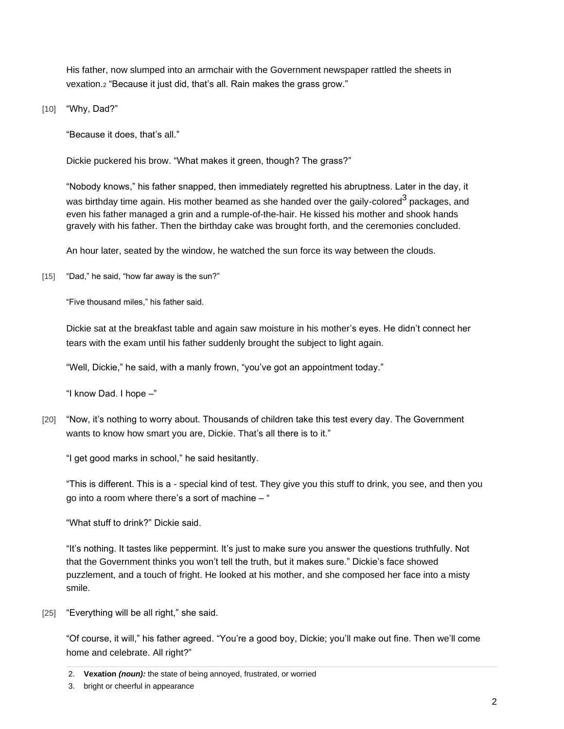His father, now slumped into an armchair with the Government newspaper rattled the sheets in vexation.[2] “Because it just did, that’s all. Rain makes the grass grow.”

[10] “Why, Dad?”

“Because it does, that’s all.”

Dickie puckered his brow. “What makes it green, though? The grass?”

“Nobody knows,” his father snapped, then immediately regretted his abruptness. Later in the day, it was birthday time again. His mother beamed as she handed over the gaily-colored[3] packages, and even his father managed a grin and a rumple-of-the-hair. He kissed his mother and shook hands gravely with his father. Then the birthday cake was brought forth, and the ceremonies concluded.

An hour later, seated by the window, he watched the sun force its way between the clouds.

[15] “Dad,” he said, “how far away is the sun?”

“Five thousand miles,” his father said.

Dickie sat at the breakfast table and again saw moisture in his mother’s eyes. He didn’t connect her tears with the exam until his father suddenly brought the subject to light again.

“Well, Dickie,” he said, with a manly frown, “you’ve got an appointment today.”

“I know Dad. I hope –”

[20] “Now, it’s nothing to worry about. Thousands of children take this test every day. The Government wants to know how smart you are, Dickie. That’s all there is to it.”

“I get good marks in school,” he said hesitantly.

“This is different. This is a - special kind of test. They give you this stuff to drink, you see, and then you go into a room where there’s a sort of machine – “

“What stuff to drink?” Dickie said.

“It’s nothing. It tastes like peppermint. It’s just to make sure you answer the questions truthfully. Not that the Government thinks you won’t tell the truth, but it makes sure.” Dickie’s face showed puzzlement, and a touch of fright. He looked at his mother, and she composed her face into a misty smile.

[25] “Everything will be all right,” she said.

“Of course, it will,” his father agreed. “You’re a good boy, Dickie; you’ll make out fine. Then we’ll come home and celebrate. All right?”

---

2. **Vexation *(noun):*** the state of being annoyed, frustrated, or worried
3. bright or cheerful in appearance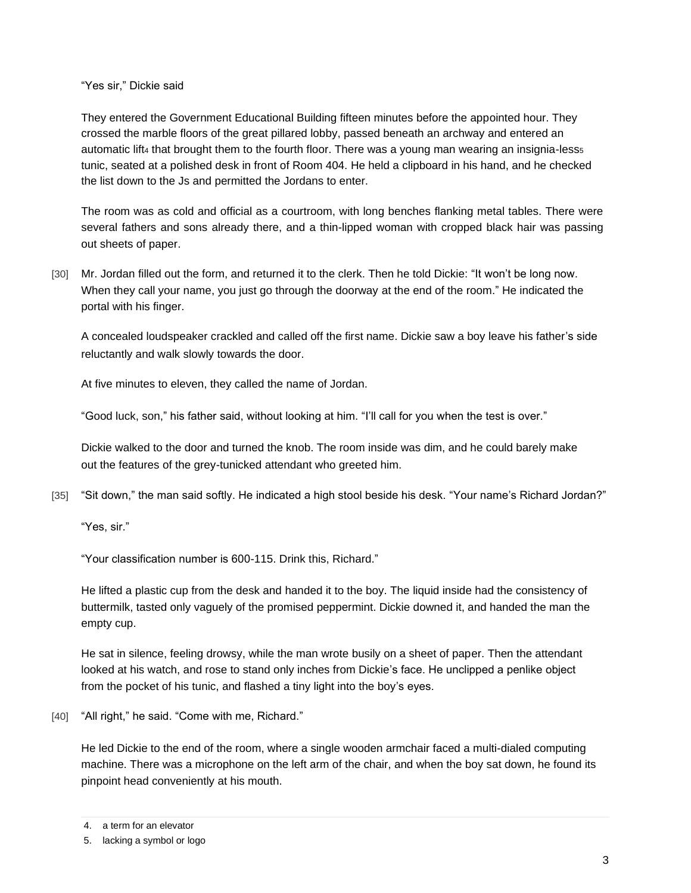"Yes sir," Dickie said

They entered the Government Educational Building fifteen minutes before the appointed hour. They crossed the marble floors of the great pillared lobby, passed beneath an archway and entered an automatic lift[4] that brought them to the fourth floor. There was a young man wearing an insignia-less[5] tunic, seated at a polished desk in front of Room 404. He held a clipboard in his hand, and he checked the list down to the Js and permitted the Jordans to enter.

The room was as cold and official as a courtroom, with long benches flanking metal tables. There were several fathers and sons already there, and a thin-lipped woman with cropped black hair was passing out sheets of paper.

[30] Mr. Jordan filled out the form, and returned it to the clerk. Then he told Dickie: "It won't be long now. When they call your name, you just go through the doorway at the end of the room." He indicated the portal with his finger.

A concealed loudspeaker crackled and called off the first name. Dickie saw a boy leave his father's side reluctantly and walk slowly towards the door.

At five minutes to eleven, they called the name of Jordan.

"Good luck, son," his father said, without looking at him. "I'll call for you when the test is over."

Dickie walked to the door and turned the knob. The room inside was dim, and he could barely make out the features of the grey-tunicked attendant who greeted him.

[35] "Sit down," the man said softly. He indicated a high stool beside his desk. "Your name's Richard Jordan?"

"Yes, sir."

"Your classification number is 600-115. Drink this, Richard."

He lifted a plastic cup from the desk and handed it to the boy. The liquid inside had the consistency of buttermilk, tasted only vaguely of the promised peppermint. Dickie downed it, and handed the man the empty cup.

He sat in silence, feeling drowsy, while the man wrote busily on a sheet of paper. Then the attendant looked at his watch, and rose to stand only inches from Dickie's face. He unclipped a penlike object from the pocket of his tunic, and flashed a tiny light into the boy's eyes.

[40] "All right," he said. "Come with me, Richard."

He led Dickie to the end of the room, where a single wooden armchair faced a multi-dialed computing machine. There was a microphone on the left arm of the chair, and when the boy sat down, he found its pinpoint head conveniently at his mouth.

---

4. a term for an elevator
5. lacking a symbol or logo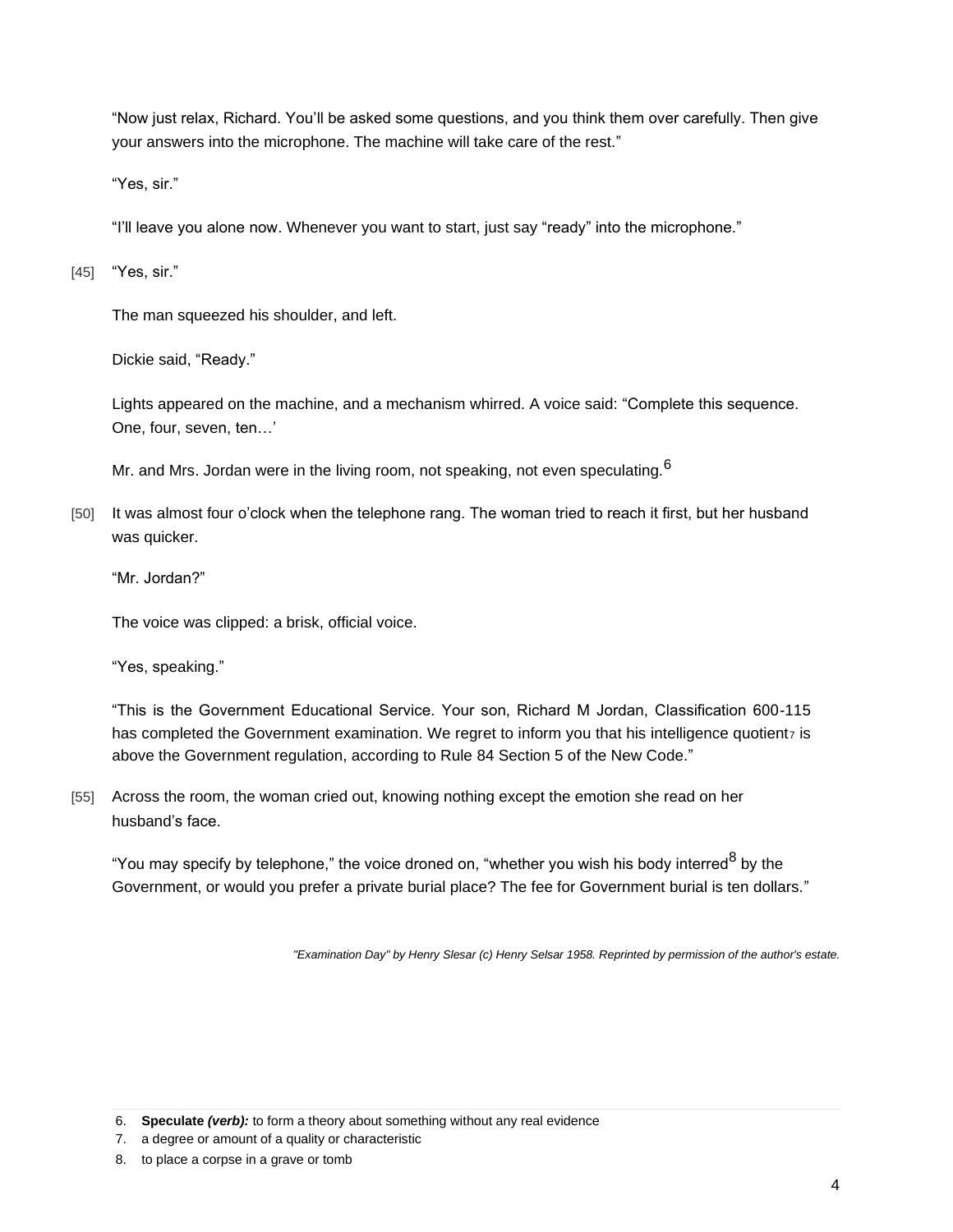"Now just relax, Richard. You'll be asked some questions, and you think them over carefully. Then give your answers into the microphone. The machine will take care of the rest."

"Yes, sir."

"I'll leave you alone now. Whenever you want to start, just say "ready" into the microphone."

[45] "Yes, sir."

The man squeezed his shoulder, and left.

Dickie said, "Ready."

Lights appeared on the machine, and a mechanism whirred. A voice said: "Complete this sequence. One, four, seven, ten…'

Mr. and Mrs. Jordan were in the living room, not speaking, not even speculating.[6]

[50] It was almost four o'clock when the telephone rang. The woman tried to reach it first, but her husband was quicker.

"Mr. Jordan?"

The voice was clipped: a brisk, official voice.

"Yes, speaking."

"This is the Government Educational Service. Your son, Richard M Jordan, Classification 600-115 has completed the Government examination. We regret to inform you that his intelligence quotient[7] is above the Government regulation, according to Rule 84 Section 5 of the New Code."

[55] Across the room, the woman cried out, knowing nothing except the emotion she read on her husband's face.

"You may specify by telephone," the voice droned on, "whether you wish his body interred[8] by the Government, or would you prefer a private burial place? The fee for Government burial is ten dollars."

*"Examination Day" by Henry Slesar (c) Henry Selsar 1958. Reprinted by permission of the author's estate.*

---

6. **Speculate** ***(verb):*** to form a theory about something without any real evidence
7. a degree or amount of a quality or characteristic
8. to place a corpse in a grave or tomb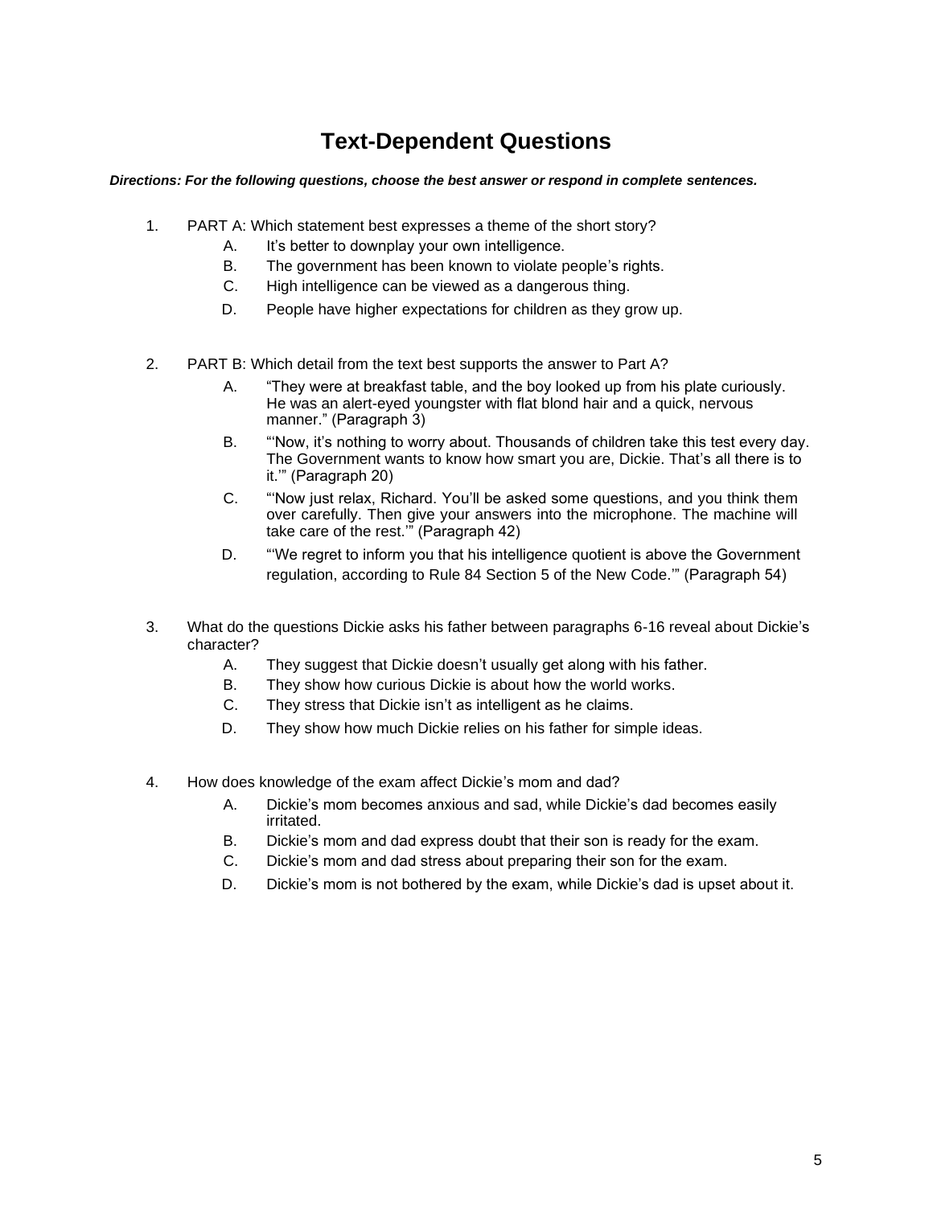# Text-Dependent Questions

***Directions: For the following questions, choose the best answer or respond in complete sentences.***

1. PART A: Which statement best expresses a theme of the short story?
   - A. It's better to downplay your own intelligence.
   - B. The government has been known to violate people's rights.
   - C. High intelligence can be viewed as a dangerous thing.
   - D. People have higher expectations for children as they grow up.

2. PART B: Which detail from the text best supports the answer to Part A?
   - A. "They were at breakfast table, and the boy looked up from his plate curiously. He was an alert-eyed youngster with flat blond hair and a quick, nervous manner." (Paragraph 3)
   - B. "'Now, it's nothing to worry about. Thousands of children take this test every day. The Government wants to know how smart you are, Dickie. That's all there is to it.'" (Paragraph 20)
   - C. "'Now just relax, Richard. You'll be asked some questions, and you think them over carefully. Then give your answers into the microphone. The machine will take care of the rest.'" (Paragraph 42)
   - D. "'We regret to inform you that his intelligence quotient is above the Government regulation, according to Rule 84 Section 5 of the New Code.'" (Paragraph 54)

3. What do the questions Dickie asks his father between paragraphs 6-16 reveal about Dickie's character?
   - A. They suggest that Dickie doesn't usually get along with his father.
   - B. They show how curious Dickie is about how the world works.
   - C. They stress that Dickie isn't as intelligent as he claims.
   - D. They show how much Dickie relies on his father for simple ideas.

4. How does knowledge of the exam affect Dickie's mom and dad?
   - A. Dickie's mom becomes anxious and sad, while Dickie's dad becomes easily irritated.
   - B. Dickie's mom and dad express doubt that their son is ready for the exam.
   - C. Dickie's mom and dad stress about preparing their son for the exam.
   - D. Dickie's mom is not bothered by the exam, while Dickie's dad is upset about it.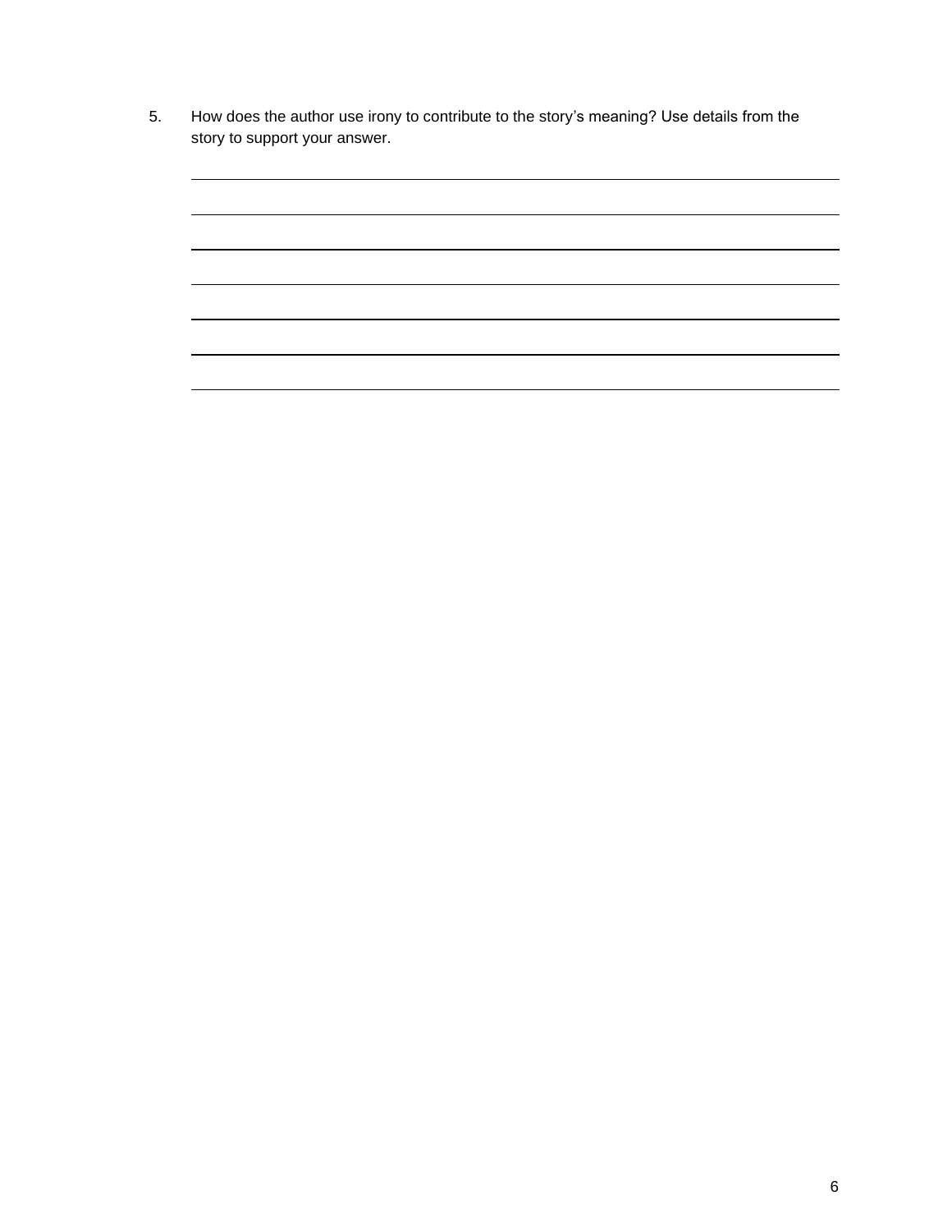5. How does the author use irony to contribute to the story's meaning? Use details from the story to support your answer.

______________________________________________________________________________

______________________________________________________________________________

______________________________________________________________________________

______________________________________________________________________________

______________________________________________________________________________

______________________________________________________________________________

______________________________________________________________________________